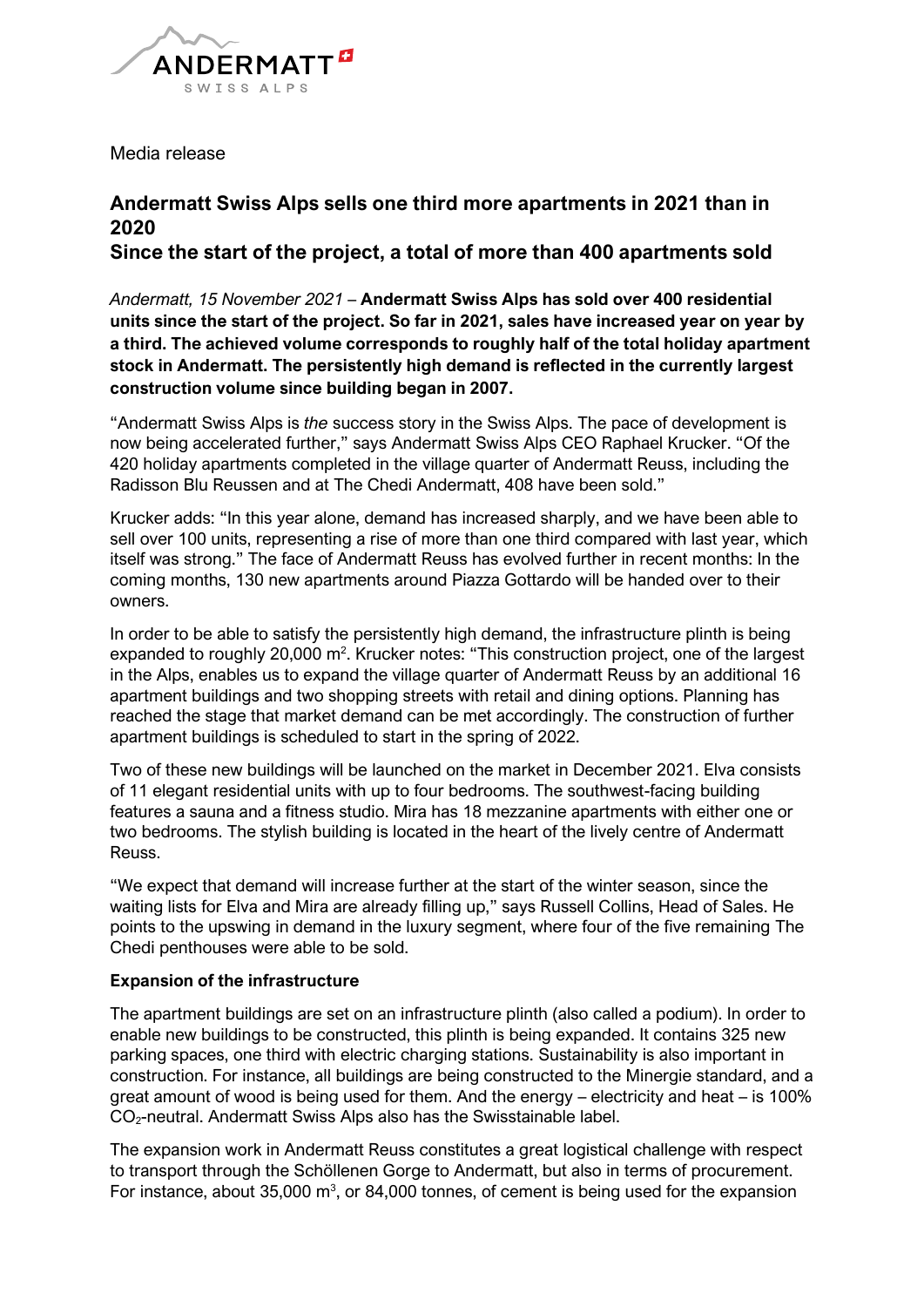Media release

# Andermatt Swiss Alps sells one third more apartments in 2021 than in 2020

## Since the start of the project, a total of more than 400 apartments sold

*Andermatt, 15 November 2021* – **Andermatt Swiss Alps has sold over 400 residential units since the start of the project. So far in 2021, sales have increased year on year by a third. The achieved volume corresponds to roughly half of the total holiday apartment stock in Andermatt. The persistently high demand is reflected in the currently largest construction volume since building began in 2007.**

"Andermatt Swiss Alps is *the* success story in the Swiss Alps. The pace of development is now being accelerated further," says Andermatt Swiss Alps CEO Raphael Krucker. "Of the 420 holiday apartments completed in the village quarter of Andermatt Reuss, including the Radisson Blu Reussen and at The Chedi Andermatt, 408 have been sold."

Krucker adds: "In this year alone, demand has increased sharply, and we have been able to sell over 100 units, representing a rise of more than one third compared with last year, which itself was strong." The face of Andermatt Reuss has evolved further in recent months: In the coming months, 130 new apartments around Piazza Gottardo will be handed over to their owners.

In order to be able to satisfy the persistently high demand, the infrastructure plinth is being expanded to roughly 20,000 m$^2$. Krucker notes: "This construction project, one of the largest in the Alps, enables us to expand the village quarter of Andermatt Reuss by an additional 16 apartment buildings and two shopping streets with retail and dining options. Planning has reached the stage that market demand can be met accordingly. The construction of further apartment buildings is scheduled to start in the spring of 2022.

Two of these new buildings will be launched on the market in December 2021. Elva consists of 11 elegant residential units with up to four bedrooms. The southwest-facing building features a sauna and a fitness studio. Mira has 18 mezzanine apartments with either one or two bedrooms. The stylish building is located in the heart of the lively centre of Andermatt Reuss.

"We expect that demand will increase further at the start of the winter season, since the waiting lists for Elva and Mira are already filling up," says Russell Collins, Head of Sales. He points to the upswing in demand in the luxury segment, where four of the five remaining The Chedi penthouses were able to be sold.

**Expansion of the infrastructure**

The apartment buildings are set on an infrastructure plinth (also called a podium). In order to enable new buildings to be constructed, this plinth is being expanded. It contains 325 new parking spaces, one third with electric charging stations. Sustainability is also important in construction. For instance, all buildings are being constructed to the Minergie standard, and a great amount of wood is being used for them. And the energy – electricity and heat – is 100% $CO_2$-neutral. Andermatt Swiss Alps also has the Swisstainable label.

The expansion work in Andermatt Reuss constitutes a great logistical challenge with respect to transport through the Schöllenen Gorge to Andermatt, but also in terms of procurement. For instance, about 35,000 m$^3$, or 84,000 tonnes, of cement is being used for the expansion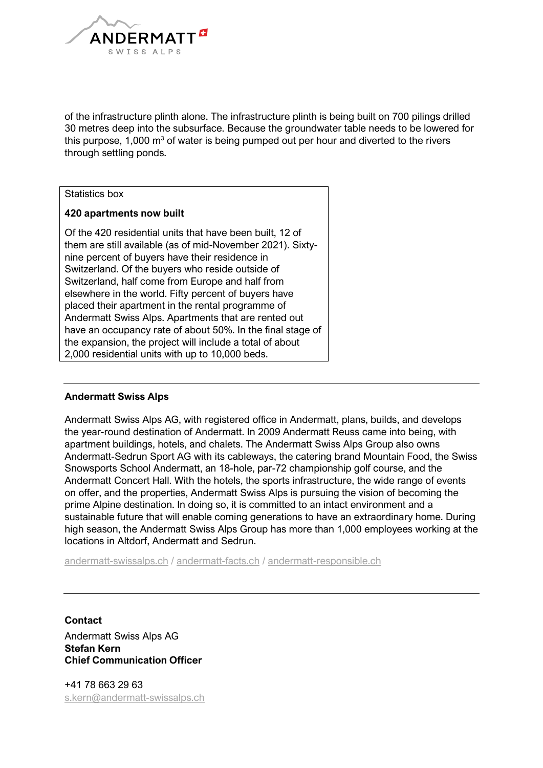of the infrastructure plinth alone. The infrastructure plinth is being built on 700 pilings drilled 30 metres deep into the subsurface. Because the groundwater table needs to be lowered for this purpose, 1,000 $m^3$ of water is being pumped out per hour and diverted to the rivers through settling ponds.

Statistics box

**420 apartments now built**

Of the 420 residential units that have been built, 12 of them are still available (as of mid-November 2021). Sixty-nine percent of buyers have their residence in Switzerland. Of the buyers who reside outside of Switzerland, half come from Europe and half from elsewhere in the world. Fifty percent of buyers have placed their apartment in the rental programme of Andermatt Swiss Alps. Apartments that are rented out have an occupancy rate of about 50%. In the final stage of the expansion, the project will include a total of about 2,000 residential units with up to 10,000 beds.

---

**Andermatt Swiss Alps**

Andermatt Swiss Alps AG, with registered office in Andermatt, plans, builds, and develops the year-round destination of Andermatt. In 2009 Andermatt Reuss came into being, with apartment buildings, hotels, and chalets. The Andermatt Swiss Alps Group also owns Andermatt-Sedrun Sport AG with its cableways, the catering brand Mountain Food, the Swiss Snowsports School Andermatt, an 18-hole, par-72 championship golf course, and the Andermatt Concert Hall. With the hotels, the sports infrastructure, the wide range of events on offer, and the properties, Andermatt Swiss Alps is pursuing the vision of becoming the prime Alpine destination. In doing so, it is committed to an intact environment and a sustainable future that will enable coming generations to have an extraordinary home. During high season, the Andermatt Swiss Alps Group has more than 1,000 employees working at the locations in Altdorf, Andermatt and Sedrun.

andermatt-swissalps.ch / andermatt-facts.ch / andermatt-responsible.ch

---

**Contact**

Andermatt Swiss Alps AG
**Stefan Kern**
**Chief Communication Officer**

+41 78 663 29 63
s.kern@andermatt-swissalps.ch